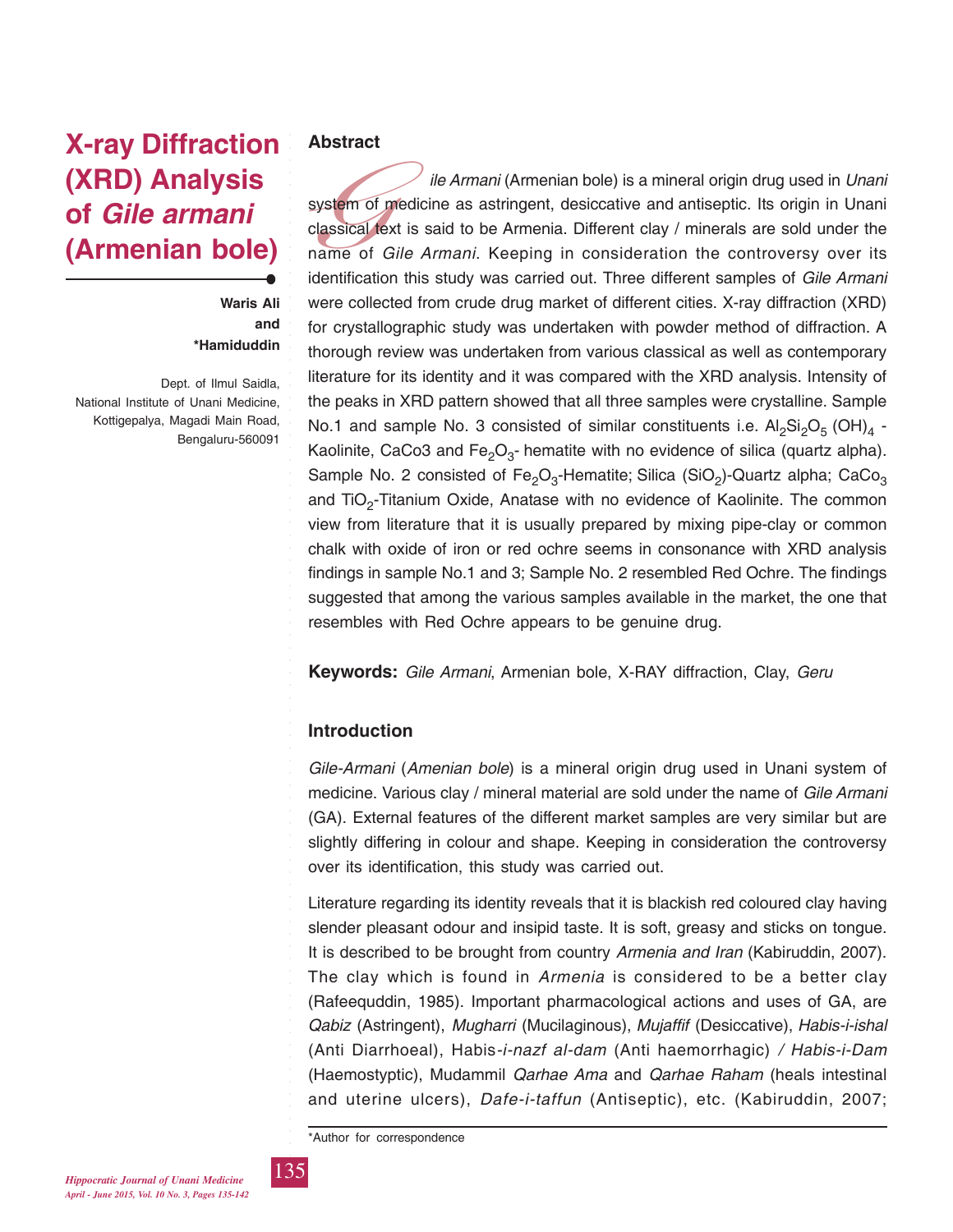# X-ray Diffraction (XRD) Analysis of *Gile armani* (Armenian bole)

**Waris Ali and \*Hamiduddin**

Dept. of Ilmul Saidla, National Institute of Unani Medicine, Kottigepalya, Magadi Main Road, Bengaluru-560091

## Abstract

*Gile Armani* (Armenian bole) is a mineral origin drug used in *Unani* system of medicine as astringent, desiccative and antiseptic. Its origin in Unani classical text is said to be Armenia. Different clay / minerals are sold under the name of *Gile Armani*. Keeping in consideration the controversy over its identification this study was carried out. Three different samples of *Gile Armani* were collected from crude drug market of different cities. X-ray diffraction (XRD) for crystallographic study was undertaken with powder method of diffraction. A thorough review was undertaken from various classical as well as contemporary literature for its identity and it was compared with the XRD analysis. Intensity of the peaks in XRD pattern showed that all three samples were crystalline. Sample No.1 and sample No. 3 consisted of similar constituents i.e. $Al_2Si_2O_5(OH)_4$ - Kaolinite, CaCo3 and $Fe_2O_3$- hematite with no evidence of silica (quartz alpha). Sample No. 2 consisted of $Fe_2O_3$-Hematite; Silica ($SiO_2$)-Quartz alpha; $CaCo_3$ and $TiO_2$-Titanium Oxide, Anatase with no evidence of Kaolinite. The common view from literature that it is usually prepared by mixing pipe-clay or common chalk with oxide of iron or red ochre seems in consonance with XRD analysis findings in sample No.1 and 3; Sample No. 2 resembled Red Ochre. The findings suggested that among the various samples available in the market, the one that resembles with Red Ochre appears to be genuine drug.

**Keywords:** *Gile Armani*, Armenian bole, X-RAY diffraction, Clay, *Geru*

## Introduction

*Gile-Armani* (*Amenian bole*) is a mineral origin drug used in Unani system of medicine. Various clay / mineral material are sold under the name of *Gile Armani* (GA). External features of the different market samples are very similar but are slightly differing in colour and shape. Keeping in consideration the controversy over its identification, this study was carried out.

Literature regarding its identity reveals that it is blackish red coloured clay having slender pleasant odour and insipid taste. It is soft, greasy and sticks on tongue. It is described to be brought from country *Armenia and Iran* (Kabiruddin, 2007). The clay which is found in *Armenia* is considered to be a better clay (Rafeequddin, 1985). Important pharmacological actions and uses of GA, are *Qabiz* (Astringent), *Mugharri* (Mucilaginous), *Mujaffif* (Desiccative), *Habis-i-ishal* (Anti Diarrhoeal), Habis-*i-nazf al-dam* (Anti haemorrhagic) */ Habis-i-Dam* (Haemostyptic), Mudammil *Qarhae Ama* and *Qarhae Raham* (heals intestinal and uterine ulcers), *Dafe-i-taffun* (Antiseptic), etc. (Kabiruddin, 2007;

\*Author for correspondence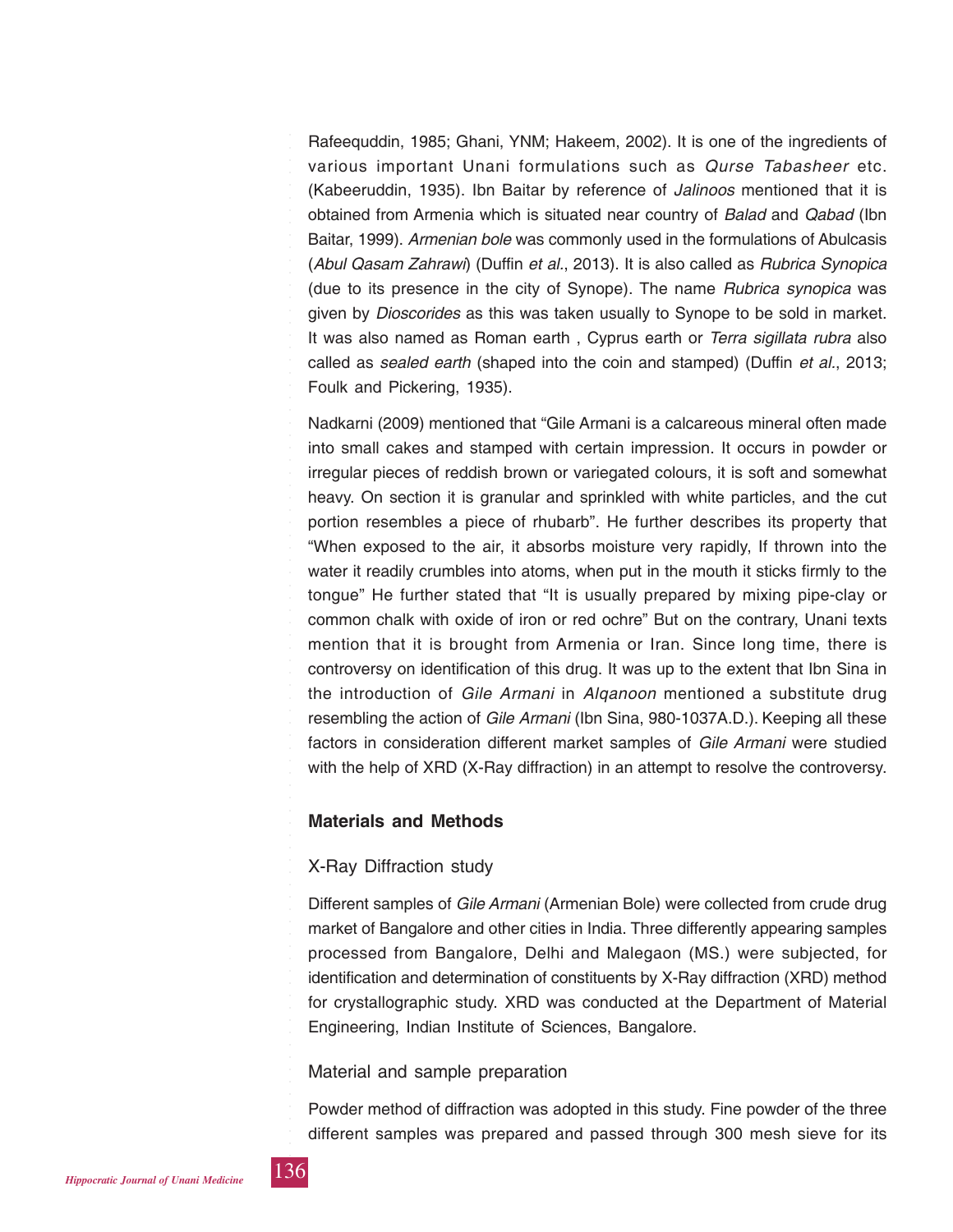Rafeequddin, 1985; Ghani, YNM; Hakeem, 2002). It is one of the ingredients of various important Unani formulations such as *Qurse Tabasheer* etc. (Kabeeruddin, 1935). Ibn Baitar by reference of *Jalinoos* mentioned that it is obtained from Armenia which is situated near country of *Balad* and *Qabad* (Ibn Baitar, 1999). *Armenian bole* was commonly used in the formulations of Abulcasis (*Abul Qasam Zahrawi*) (Duffin *et al*., 2013). It is also called as *Rubrica Synopica* (due to its presence in the city of Synope). The name *Rubrica synopica* was given by *Dioscorides* as this was taken usually to Synope to be sold in market. It was also named as Roman earth , Cyprus earth or *Terra sigillata rubra* also called as *sealed earth* (shaped into the coin and stamped) (Duffin *et al*., 2013; Foulk and Pickering, 1935).

Nadkarni (2009) mentioned that "Gile Armani is a calcareous mineral often made into small cakes and stamped with certain impression. It occurs in powder or irregular pieces of reddish brown or variegated colours, it is soft and somewhat heavy. On section it is granular and sprinkled with white particles, and the cut portion resembles a piece of rhubarb". He further describes its property that "When exposed to the air, it absorbs moisture very rapidly, If thrown into the water it readily crumbles into atoms, when put in the mouth it sticks firmly to the tongue" He further stated that "It is usually prepared by mixing pipe-clay or common chalk with oxide of iron or red ochre" But on the contrary, Unani texts mention that it is brought from Armenia or Iran. Since long time, there is controversy on identification of this drug. It was up to the extent that Ibn Sina in the introduction of *Gile Armani* in *Alqanoon* mentioned a substitute drug resembling the action of *Gile Armani* (Ibn Sina, 980-1037A.D.). Keeping all these factors in consideration different market samples of *Gile Armani* were studied with the help of XRD (X-Ray diffraction) in an attempt to resolve the controversy.

## Materials and Methods

### X-Ray Diffraction study

Different samples of *Gile Armani* (Armenian Bole) were collected from crude drug market of Bangalore and other cities in India. Three differently appearing samples processed from Bangalore, Delhi and Malegaon (MS.) were subjected, for identification and determination of constituents by X-Ray diffraction (XRD) method for crystallographic study. XRD was conducted at the Department of Material Engineering, Indian Institute of Sciences, Bangalore.

### Material and sample preparation

Powder method of diffraction was adopted in this study. Fine powder of the three different samples was prepared and passed through 300 mesh sieve for its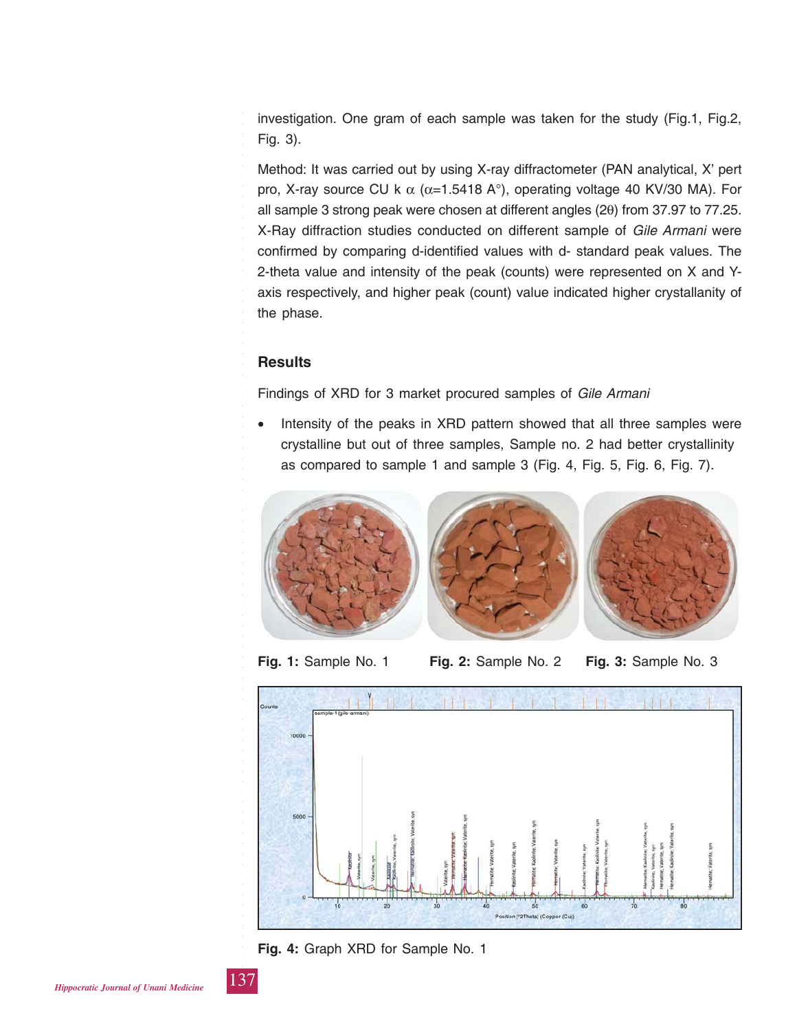investigation. One gram of each sample was taken for the study (Fig.1, Fig.2, Fig. 3).

Method: It was carried out by using X-ray diffractometer (PAN analytical, X' pert pro, X-ray source CU k α (α=1.5418 A°), operating voltage 40 KV/30 MA). For all sample 3 strong peak were chosen at different angles (2θ) from 37.97 to 77.25. X-Ray diffraction studies conducted on different sample of *Gile Armani* were confirmed by comparing d-identified values with d- standard peak values. The 2-theta value and intensity of the peak (counts) were represented on X and Y-axis respectively, and higher peak (count) value indicated higher crystallanity of the phase.

## Results

Findings of XRD for 3 market procured samples of *Gile Armani*

- Intensity of the peaks in XRD pattern showed that all three samples were crystalline but out of three samples, Sample no. 2 had better crystallinity as compared to sample 1 and sample 3 (Fig. 4, Fig. 5, Fig. 6, Fig. 7).

**Fig. 1:** Sample No. 1 **Fig. 2:** Sample No. 2 **Fig. 3:** Sample No. 3

**Fig. 4:** Graph XRD for Sample No. 1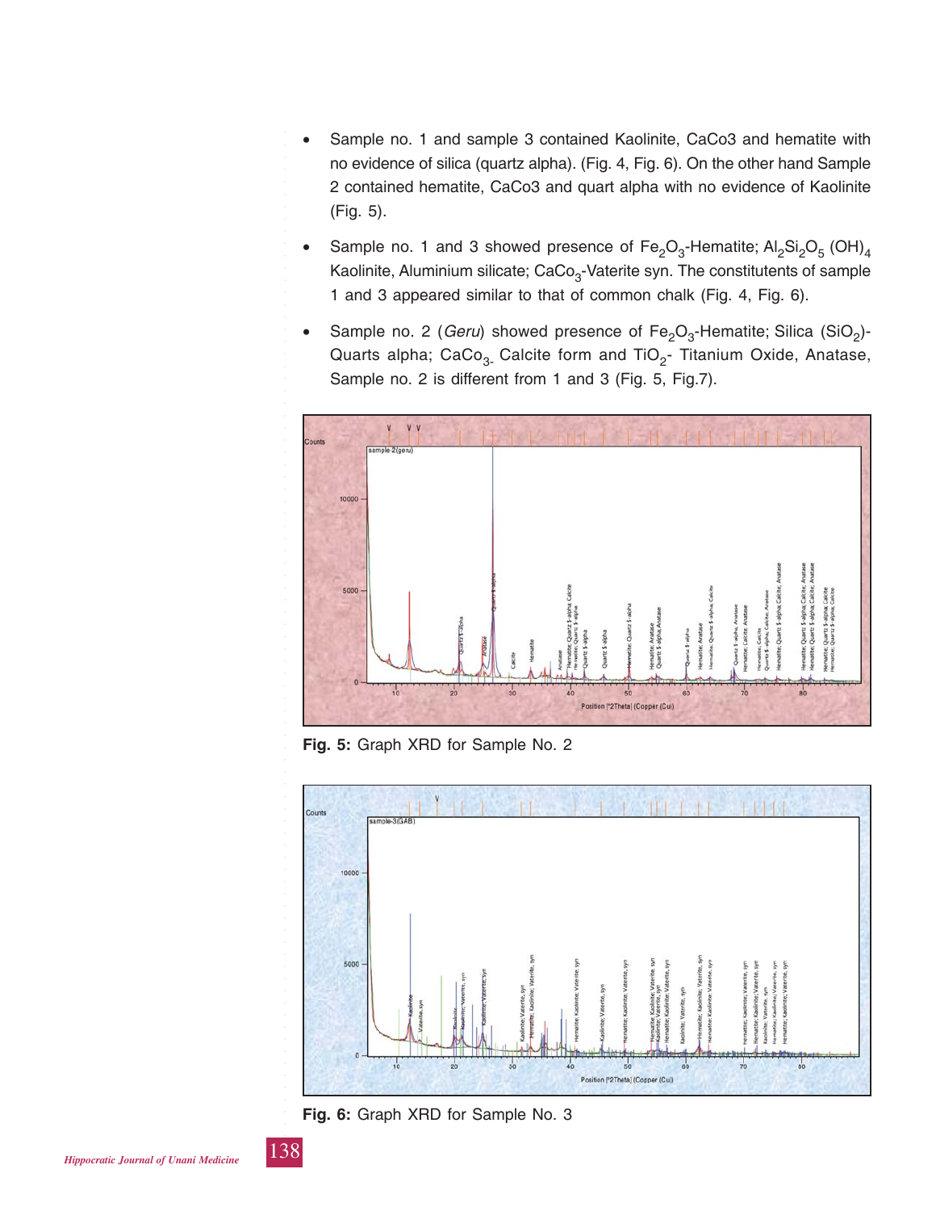- Sample no. 1 and sample 3 contained Kaolinite, CaCo3 and hematite with no evidence of silica (quartz alpha). (Fig. 4, Fig. 6). On the other hand Sample 2 contained hematite, CaCo3 and quart alpha with no evidence of Kaolinite (Fig. 5).
- Sample no. 1 and 3 showed presence of $Fe_2O_3$-Hematite; $Al_2Si_2O_5 (OH)_4$ Kaolinite, Aluminium silicate; $CaCo_3$-Vaterite syn. The constitutents of sample 1 and 3 appeared similar to that of common chalk (Fig. 4, Fig. 6).
- Sample no. 2 (*Geru*) showed presence of $Fe_2O_3$-Hematite; Silica ($SiO_2$)-Quarts alpha; $CaCo_{3-}$ Calcite form and $TiO_2$- Titanium Oxide, Anatase, Sample no. 2 is different from 1 and 3 (Fig. 5, Fig.7).

**Fig. 5:** Graph XRD for Sample No. 2

**Fig. 6:** Graph XRD for Sample No. 3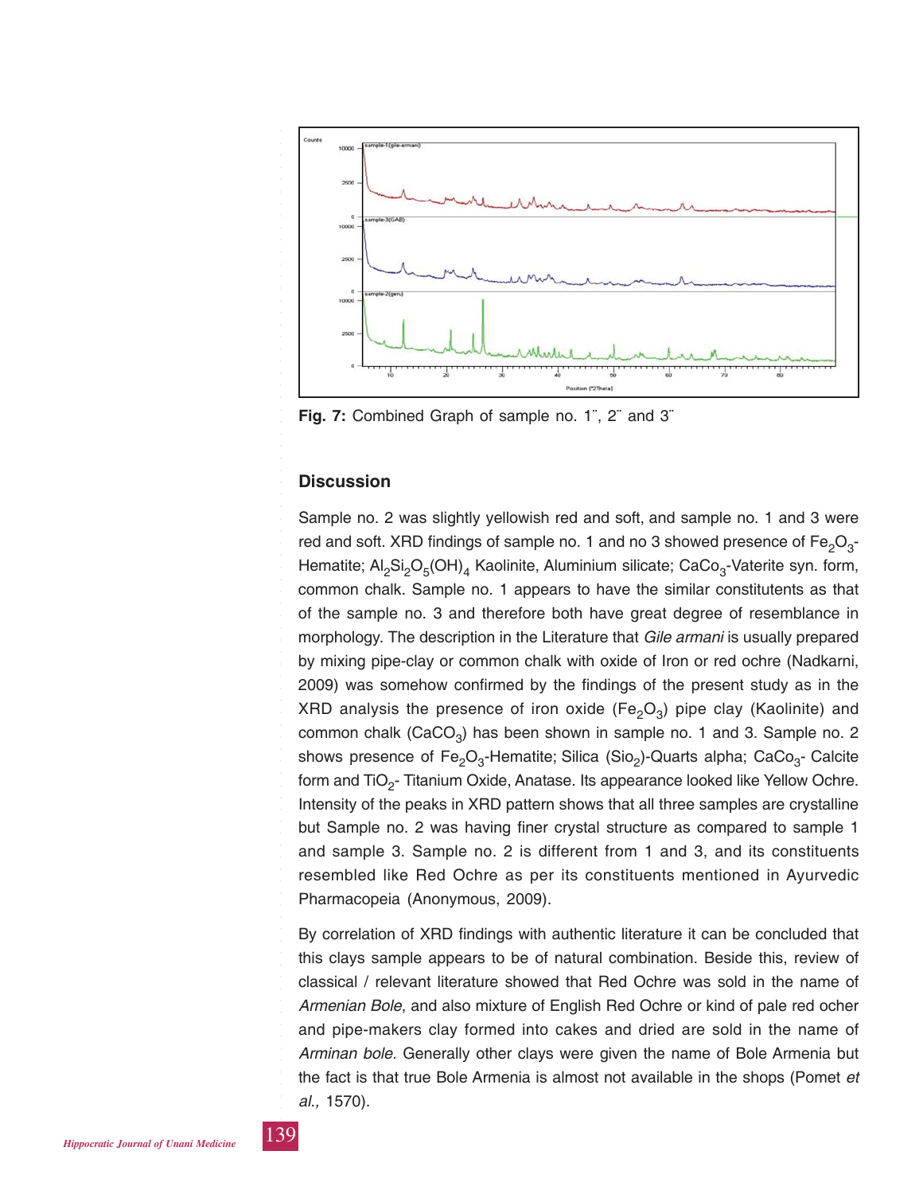**Fig. 7:** Combined Graph of sample no. 1¨, 2¨ and 3¨

## Discussion

Sample no. 2 was slightly yellowish red and soft, and sample no. 1 and 3 were red and soft. XRD findings of sample no. 1 and no 3 showed presence of $Fe_2O_3$-Hematite; $Al_2Si_2O_5(OH)_4$ Kaolinite, Aluminium silicate; $CaCo_3$-Vaterite syn. form, common chalk. Sample no. 1 appears to have the similar constitutents as that of the sample no. 3 and therefore both have great degree of resemblance in morphology. The description in the Literature that *Gile armani* is usually prepared by mixing pipe-clay or common chalk with oxide of Iron or red ochre (Nadkarni, 2009) was somehow confirmed by the findings of the present study as in the XRD analysis the presence of iron oxide ($Fe_2O_3$) pipe clay (Kaolinite) and common chalk ($CaCO_3$) has been shown in sample no. 1 and 3. Sample no. 2 shows presence of $Fe_2O_3$-Hematite; Silica ($Sio_2$)-Quarts alpha; $CaCo_3$- Calcite form and $TiO_2$- Titanium Oxide, Anatase. Its appearance looked like Yellow Ochre. Intensity of the peaks in XRD pattern shows that all three samples are crystalline but Sample no. 2 was having finer crystal structure as compared to sample 1 and sample 3. Sample no. 2 is different from 1 and 3, and its constituents resembled like Red Ochre as per its constituents mentioned in Ayurvedic Pharmacopeia (Anonymous, 2009).

By correlation of XRD findings with authentic literature it can be concluded that this clays sample appears to be of natural combination. Beside this, review of classical / relevant literature showed that Red Ochre was sold in the name of *Armenian Bole*, and also mixture of English Red Ochre or kind of pale red ocher and pipe-makers clay formed into cakes and dried are sold in the name of *Arminan bole*. Generally other clays were given the name of Bole Armenia but the fact is that true Bole Armenia is almost not available in the shops (Pomet *et al.,* 1570).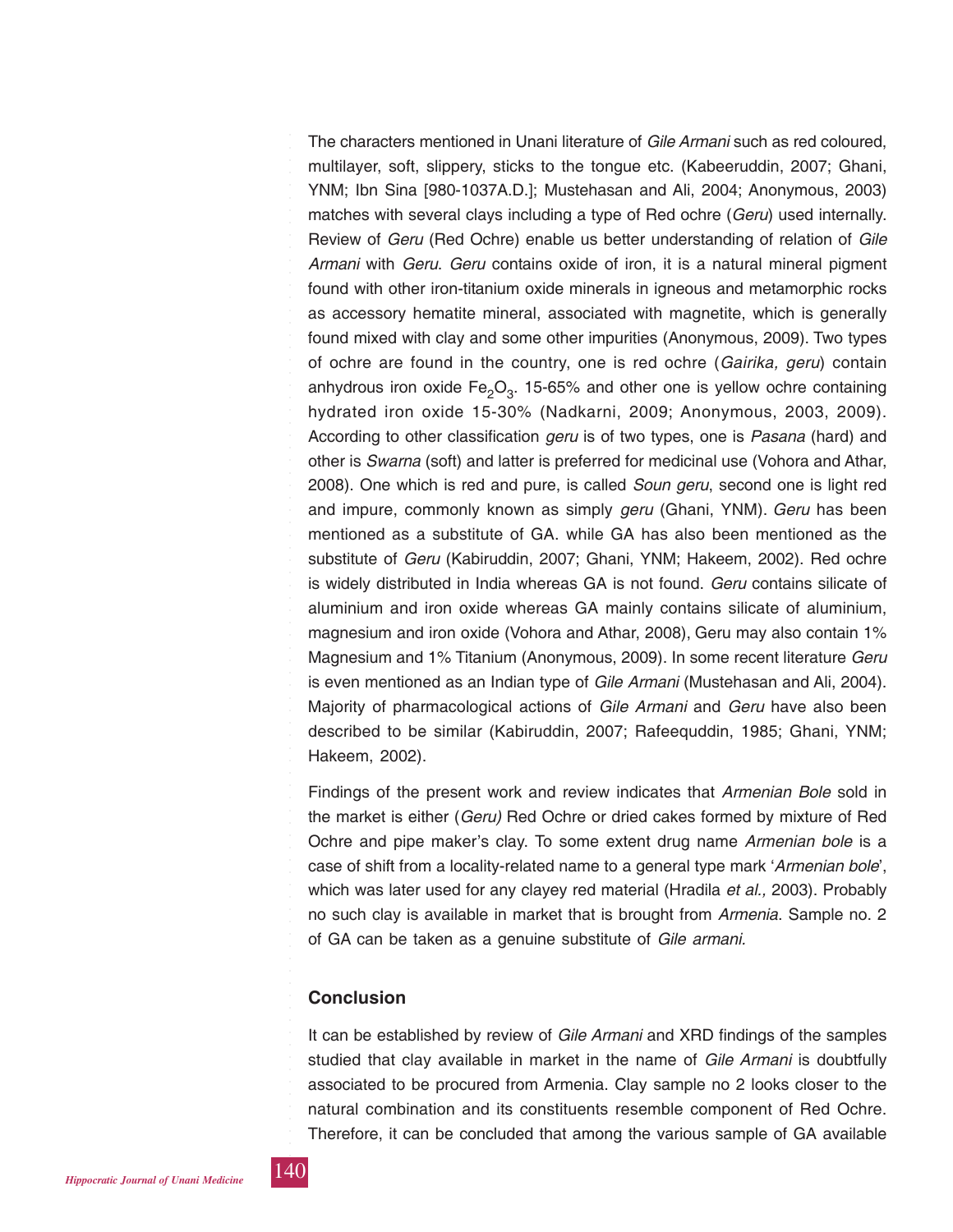The characters mentioned in Unani literature of *Gile Armani* such as red coloured, multilayer, soft, slippery, sticks to the tongue etc. (Kabeeruddin, 2007; Ghani, YNM; Ibn Sina [980-1037A.D.]; Mustehasan and Ali, 2004; Anonymous, 2003) matches with several clays including a type of Red ochre (*Geru*) used internally. Review of *Geru* (Red Ochre) enable us better understanding of relation of *Gile Armani* with *Geru*. *Geru* contains oxide of iron, it is a natural mineral pigment found with other iron-titanium oxide minerals in igneous and metamorphic rocks as accessory hematite mineral, associated with magnetite, which is generally found mixed with clay and some other impurities (Anonymous, 2009). Two types of ochre are found in the country, one is red ochre (*Gairika, geru*) contain anhydrous iron oxide $Fe_2O_3$. 15-65% and other one is yellow ochre containing hydrated iron oxide 15-30% (Nadkarni, 2009; Anonymous, 2003, 2009). According to other classification *geru* is of two types, one is *Pasana* (hard) and other is *Swarna* (soft) and latter is preferred for medicinal use (Vohora and Athar, 2008). One which is red and pure, is called *Soun geru*, second one is light red and impure, commonly known as simply *geru* (Ghani, YNM). *Geru* has been mentioned as a substitute of GA. while GA has also been mentioned as the substitute of *Geru* (Kabiruddin, 2007; Ghani, YNM; Hakeem, 2002). Red ochre is widely distributed in India whereas GA is not found. *Geru* contains silicate of aluminium and iron oxide whereas GA mainly contains silicate of aluminium, magnesium and iron oxide (Vohora and Athar, 2008), Geru may also contain 1% Magnesium and 1% Titanium (Anonymous, 2009). In some recent literature *Geru* is even mentioned as an Indian type of *Gile Armani* (Mustehasan and Ali, 2004). Majority of pharmacological actions of *Gile Armani* and *Geru* have also been described to be similar (Kabiruddin, 2007; Rafeequddin, 1985; Ghani, YNM; Hakeem, 2002).

Findings of the present work and review indicates that *Armenian Bole* sold in the market is either (*Geru)* Red Ochre or dried cakes formed by mixture of Red Ochre and pipe maker's clay. To some extent drug name *Armenian bole* is a case of shift from a locality-related name to a general type mark '*Armenian bole*', which was later used for any clayey red material (Hradila *et al.,* 2003). Probably no such clay is available in market that is brought from *Armenia*. Sample no. 2 of GA can be taken as a genuine substitute of *Gile armani*.

## Conclusion

It can be established by review of *Gile Armani* and XRD findings of the samples studied that clay available in market in the name of *Gile Armani* is doubtfully associated to be procured from Armenia. Clay sample no 2 looks closer to the natural combination and its constituents resemble component of Red Ochre. Therefore, it can be concluded that among the various sample of GA available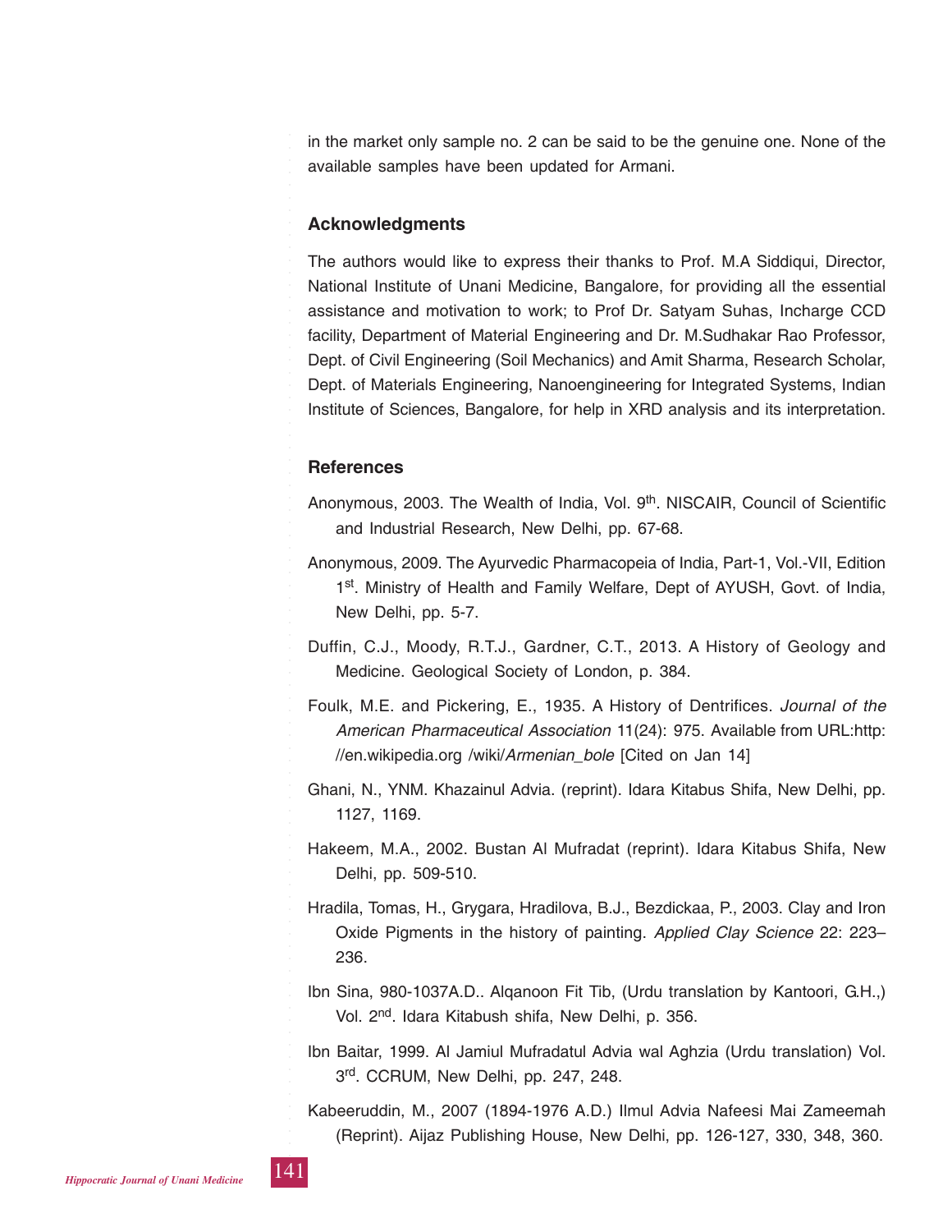in the market only sample no. 2 can be said to be the genuine one. None of the available samples have been updated for Armani.

## Acknowledgments

The authors would like to express their thanks to Prof. M.A Siddiqui, Director, National Institute of Unani Medicine, Bangalore, for providing all the essential assistance and motivation to work; to Prof Dr. Satyam Suhas, Incharge CCD facility, Department of Material Engineering and Dr. M.Sudhakar Rao Professor, Dept. of Civil Engineering (Soil Mechanics) and Amit Sharma, Research Scholar, Dept. of Materials Engineering, Nanoengineering for Integrated Systems, Indian Institute of Sciences, Bangalore, for help in XRD analysis and its interpretation.

## References

Anonymous, 2003. The Wealth of India, Vol. 9th. NISCAIR, Council of Scientific and Industrial Research, New Delhi, pp. 67-68.

Anonymous, 2009. The Ayurvedic Pharmacopeia of India, Part-1, Vol.-VII, Edition 1st. Ministry of Health and Family Welfare, Dept of AYUSH, Govt. of India, New Delhi, pp. 5-7.

Duffin, C.J., Moody, R.T.J., Gardner, C.T., 2013. A History of Geology and Medicine. Geological Society of London, p. 384.

Foulk, M.E. and Pickering, E., 1935. A History of Dentrifices. *Journal of the American Pharmaceutical Association* 11(24): 975. Available from URL:http: //en.wikipedia.org /wiki/*Armenian_bole* [Cited on Jan 14]

Ghani, N., YNM. Khazainul Advia. (reprint). Idara Kitabus Shifa, New Delhi, pp. 1127, 1169.

Hakeem, M.A., 2002. Bustan Al Mufradat (reprint). Idara Kitabus Shifa, New Delhi, pp. 509-510.

Hradila, Tomas, H., Grygara, Hradilova, B.J., Bezdickaa, P., 2003. Clay and Iron Oxide Pigments in the history of painting. *Applied Clay Science* 22: 223–236.

Ibn Sina, 980-1037A.D.. Alqanoon Fit Tib, (Urdu translation by Kantoori, G.H.,) Vol. 2nd. Idara Kitabush shifa, New Delhi, p. 356.

Ibn Baitar, 1999. Al Jamiul Mufradatul Advia wal Aghzia (Urdu translation) Vol. 3rd. CCRUM, New Delhi, pp. 247, 248.

Kabeeruddin, M., 2007 (1894-1976 A.D.) Ilmul Advia Nafeesi Mai Zameemah (Reprint). Aijaz Publishing House, New Delhi, pp. 126-127, 330, 348, 360.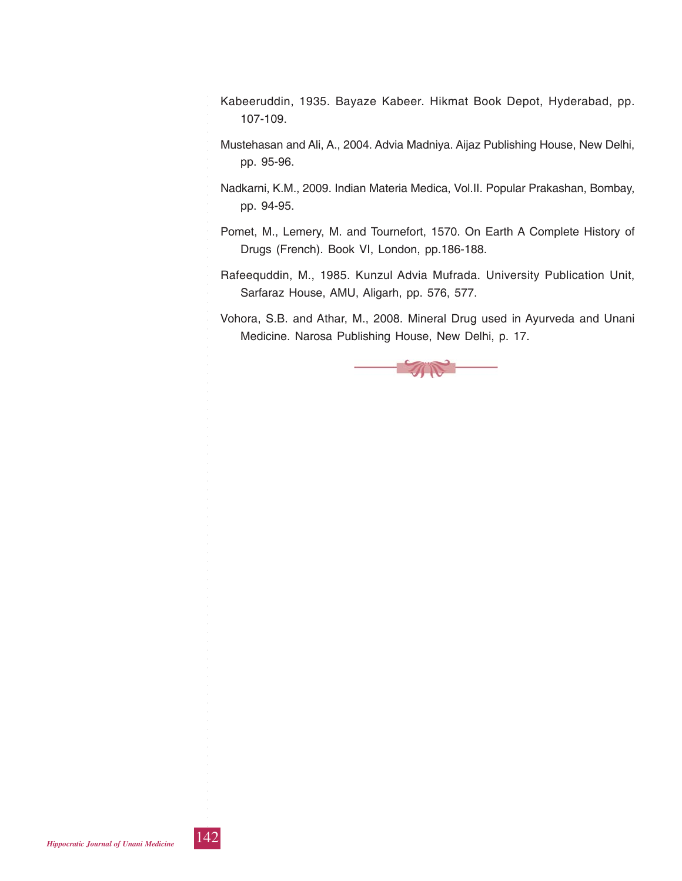Kabeeruddin, 1935. Bayaze Kabeer. Hikmat Book Depot, Hyderabad, pp. 107-109.

Mustehasan and Ali, A., 2004. Advia Madniya. Aijaz Publishing House, New Delhi, pp. 95-96.

Nadkarni, K.M., 2009. Indian Materia Medica, Vol.II. Popular Prakashan, Bombay, pp. 94-95.

Pomet, M., Lemery, M. and Tournefort, 1570. On Earth A Complete History of Drugs (French). Book VI, London, pp.186-188.

Rafeequddin, M., 1985. Kunzul Advia Mufrada. University Publication Unit, Sarfaraz House, AMU, Aligarh, pp. 576, 577.

Vohora, S.B. and Athar, M., 2008. Mineral Drug used in Ayurveda and Unani Medicine. Narosa Publishing House, New Delhi, p. 17.